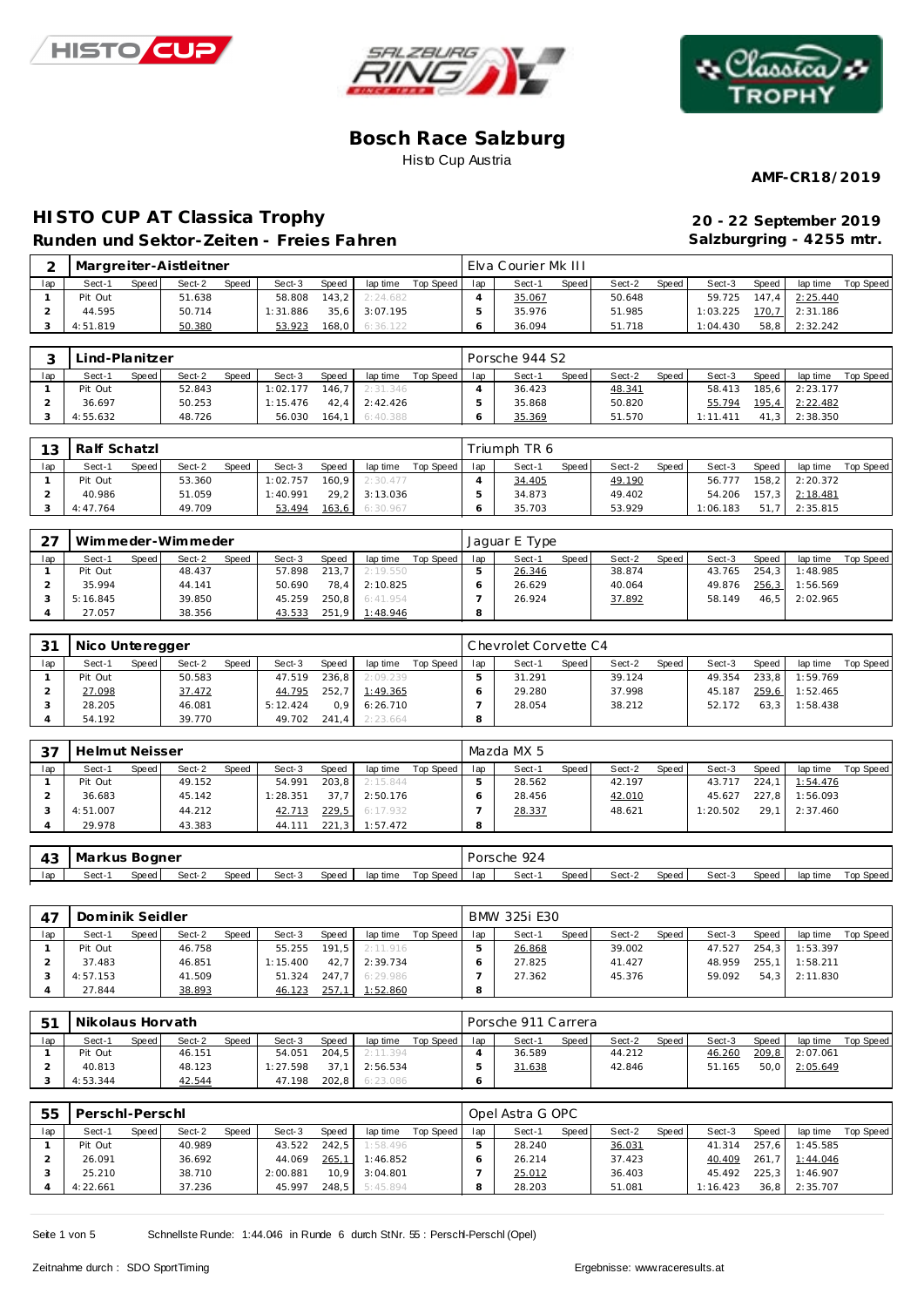# Bosch Race Salzburg

Histo Cup Austria

**AMF-CR18/2019**

## HISTO CUP AT Classica Trophy

**Runden und Sektor-Zeiten - Freies Fahren**

**20 - 22 September 2019**

**Salzburgring - 4255 mtr.**

### 2 Margreiter-Aistleitner — Elva Courier Mk III

| lap | Sect-1 | Speed | Sect-2 | Speed | Sect-3 | Speed | lap time | Top Speed | lap | Sect-1 | Speed | Sect-2 | Speed | Sect-3 | Speed | lap time | Top Speed |
|---|---|---|---|---|---|---|---|---|---|---|---|---|---|---|---|---|---|
| 1 | Pit Out | | 51.638 | | 58.808 | 143,2 | 2:24.682 | | 4 | 35.067 | | 50.648 | | 59.725 | 147,4 | 2:25.440 | |
| 2 | 44.595 | | 50.714 | | 1:31.886 | 35,6 | 3:07.195 | | 5 | 35.976 | | 51.985 | | 1:03.225 | 170,7 | 2:31.186 | |
| 3 | 4:51.819 | | 50.380 | | 53.923 | 168,0 | 6:36.122 | | 6 | 36.094 | | 51.718 | | 1:04.430 | 58,8 | 2:32.242 | |

### 3 Lind-Planitzer — Porsche 944 S2

| lap | Sect-1 | Speed | Sect-2 | Speed | Sect-3 | Speed | lap time | Top Speed | lap | Sect-1 | Speed | Sect-2 | Speed | Sect-3 | Speed | lap time | Top Speed |
|---|---|---|---|---|---|---|---|---|---|---|---|---|---|---|---|---|---|
| 1 | Pit Out | | 52.843 | | 1:02.177 | 146,7 | 2:31.346 | | 4 | 36.423 | | 48.341 | | 58.413 | 185,6 | 2:23.177 | |
| 2 | 36.697 | | 50.253 | | 1:15.476 | 42,4 | 2:42.426 | | 5 | 35.868 | | 50.820 | | 55.794 | 195,4 | 2:22.482 | |
| 3 | 4:55.632 | | 48.726 | | 56.030 | 164,1 | 6:40.388 | | 6 | 35.369 | | 51.570 | | 1:11.411 | 41,3 | 2:38.350 | |

### 13 Ralf Schatzl — Triumph TR 6

| lap | Sect-1 | Speed | Sect-2 | Speed | Sect-3 | Speed | lap time | Top Speed | lap | Sect-1 | Speed | Sect-2 | Speed | Sect-3 | Speed | lap time | Top Speed |
|---|---|---|---|---|---|---|---|---|---|---|---|---|---|---|---|---|---|
| 1 | Pit Out | | 53.360 | | 1:02.757 | 160,9 | 2:30.477 | | 4 | 34.405 | | 49.190 | | 56.777 | 158,2 | 2:20.372 | |
| 2 | 40.986 | | 51.059 | | 1:40.991 | 29,2 | 3:13.036 | | 5 | 34.873 | | 49.402 | | 54.206 | 157,3 | 2:18.481 | |
| 3 | 4:47.764 | | 49.709 | | 53.494 | 163,6 | 6:30.967 | | 6 | 35.703 | | 53.929 | | 1:06.183 | 51,7 | 2:35.815 | |

### 27 Wimmeder-Wimmeder — Jaguar E Type

| lap | Sect-1 | Speed | Sect-2 | Speed | Sect-3 | Speed | lap time | Top Speed | lap | Sect-1 | Speed | Sect-2 | Speed | Sect-3 | Speed | lap time | Top Speed |
|---|---|---|---|---|---|---|---|---|---|---|---|---|---|---|---|---|---|
| 1 | Pit Out | | 48.437 | | 57.898 | 213,7 | 2:19.550 | | 5 | 26.346 | | 38.874 | | 43.765 | 254,3 | 1:48.985 | |
| 2 | 35.994 | | 44.141 | | 50.690 | 78,4 | 2:10.825 | | 6 | 26.629 | | 40.064 | | 49.876 | 256,3 | 1:56.569 | |
| 3 | 5:16.845 | | 39.850 | | 45.259 | 250,8 | 6:41.954 | | 7 | 26.924 | | 37.892 | | 58.149 | 46,5 | 2:02.965 | |
| 4 | 27.057 | | 38.356 | | 43.533 | 251,9 | 1:48.946 | | 8 | | | | | | | | |

### 31 Nico Unteregger — Chevrolet Corvette C4

| lap | Sect-1 | Speed | Sect-2 | Speed | Sect-3 | Speed | lap time | Top Speed | lap | Sect-1 | Speed | Sect-2 | Speed | Sect-3 | Speed | lap time | Top Speed |
|---|---|---|---|---|---|---|---|---|---|---|---|---|---|---|---|---|---|
| 1 | Pit Out | | 50.583 | | 47.519 | 236,8 | 2:09.239 | | 5 | 31.291 | | 39.124 | | 49.354 | 233,8 | 1:59.769 | |
| 2 | 27.098 | | 37.472 | | 44.795 | 252,7 | 1:49.365 | | 6 | 29.280 | | 37.998 | | 45.187 | 259,6 | 1:52.465 | |
| 3 | 28.205 | | 46.081 | | 5:12.424 | 0,9 | 6:26.710 | | 7 | 28.054 | | 38.212 | | 52.172 | 63,3 | 1:58.438 | |
| 4 | 54.192 | | 39.770 | | 49.702 | 241,4 | 2:23.664 | | 8 | | | | | | | | |

### 37 Helmut Neisser — Mazda MX 5

| lap | Sect-1 | Speed | Sect-2 | Speed | Sect-3 | Speed | lap time | Top Speed | lap | Sect-1 | Speed | Sect-2 | Speed | Sect-3 | Speed | lap time | Top Speed |
|---|---|---|---|---|---|---|---|---|---|---|---|---|---|---|---|---|---|
| 1 | Pit Out | | 49.152 | | 54.991 | 203,8 | 2:15.844 | | 5 | 28.562 | | 42.197 | | 43.717 | 224,1 | 1:54.476 | |
| 2 | 36.683 | | 45.142 | | 1:28.351 | 37,7 | 2:50.176 | | 6 | 28.456 | | 42.010 | | 45.627 | 227,8 | 1:56.093 | |
| 3 | 4:51.007 | | 44.212 | | 42.713 | 229,5 | 6:17.932 | | 7 | 28.337 | | 48.621 | | 1:20.502 | 29,1 | 2:37.460 | |
| 4 | 29.978 | | 43.383 | | 44.111 | 221,3 | 1:57.472 | | 8 | | | | | | | | |

### 43 Markus Bogner — Porsche 924

| lap | Sect-1 | Speed | Sect-2 | Speed | Sect-3 | Speed | lap time | Top Speed | lap | Sect-1 | Speed | Sect-2 | Speed | Sect-3 | Speed | lap time | Top Speed |
|---|---|---|---|---|---|---|---|---|---|---|---|---|---|---|---|---|---|

### 47 Dominik Seidler — BMW 325i E30

| lap | Sect-1 | Speed | Sect-2 | Speed | Sect-3 | Speed | lap time | Top Speed | lap | Sect-1 | Speed | Sect-2 | Speed | Sect-3 | Speed | lap time | Top Speed |
|---|---|---|---|---|---|---|---|---|---|---|---|---|---|---|---|---|---|
| 1 | Pit Out | | 46.758 | | 55.255 | 191,5 | 2:11.916 | | 5 | 26.868 | | 39.002 | | 47.527 | 254,3 | 1:53.397 | |
| 2 | 37.483 | | 46.851 | | 1:15.400 | 42,7 | 2:39.734 | | 6 | 27.825 | | 41.427 | | 48.959 | 255,1 | 1:58.211 | |
| 3 | 4:57.153 | | 41.509 | | 51.324 | 247,7 | 6:29.986 | | 7 | 27.362 | | 45.376 | | 59.092 | 54,3 | 2:11.830 | |
| 4 | 27.844 | | 38.893 | | 46.123 | 257,1 | 1:52.860 | | 8 | | | | | | | | |

### 51 Nikolaus Horvath — Porsche 911 Carrera

| lap | Sect-1 | Speed | Sect-2 | Speed | Sect-3 | Speed | lap time | Top Speed | lap | Sect-1 | Speed | Sect-2 | Speed | Sect-3 | Speed | lap time | Top Speed |
|---|---|---|---|---|---|---|---|---|---|---|---|---|---|---|---|---|---|
| 1 | Pit Out | | 46.151 | | 54.051 | 204,5 | 2:11.394 | | 4 | 36.589 | | 44.212 | | 46.260 | 209,8 | 2:07.061 | |
| 2 | 40.813 | | 48.123 | | 1:27.598 | 37,1 | 2:56.534 | | 5 | 31.638 | | 42.846 | | 51.165 | 50,0 | 2:05.649 | |
| 3 | 4:53.344 | | 42.544 | | 47.198 | 202,8 | 6:23.086 | | 6 | | | | | | | | |

### 55 Perschl-Perschl — Opel Astra G OPC

| lap | Sect-1 | Speed | Sect-2 | Speed | Sect-3 | Speed | lap time | Top Speed | lap | Sect-1 | Speed | Sect-2 | Speed | Sect-3 | Speed | lap time | Top Speed |
|---|---|---|---|---|---|---|---|---|---|---|---|---|---|---|---|---|---|
| 1 | Pit Out | | 40.989 | | 43.522 | 242,5 | 1:58.496 | | 5 | 28.240 | | 36.031 | | 41.314 | 257,6 | 1:45.585 | |
| 2 | 26.091 | | 36.692 | | 44.069 | 265,1 | 1:46.852 | | 6 | 26.214 | | 37.423 | | 40.409 | 261,7 | 1:44.046 | |
| 3 | 25.210 | | 38.710 | | 2:00.881 | 10,9 | 3:04.801 | | 7 | 25.012 | | 36.403 | | 45.492 | 225,3 | 1:46.907 | |
| 4 | 4:22.661 | | 37.236 | | 45.997 | 248,5 | 5:45.894 | | 8 | 28.203 | | 51.081 | | 1:16.423 | 36,8 | 2:35.707 | |

Schnellste Runde: 1:44.046 in Runde 6 durch StNr. 55 : Perschl-Perschl (Opel)

Zeitnahme durch : SDO SportTiming

Ergebnisse: www.raceresults.at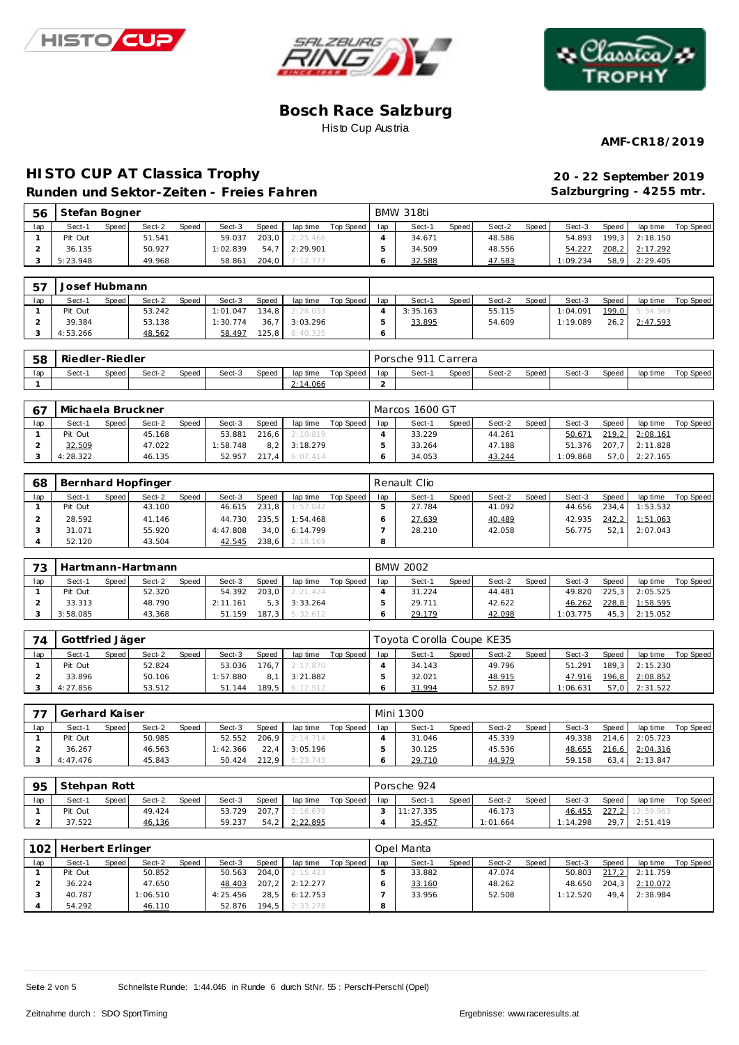# Bosch Race Salzburg

Histo Cup Austria

**AMF-CR18/2019**

## HISTO CUP AT Classica Trophy

**Runden und Sektor-Zeiten - Freies Fahren**

**20 - 22 September 2019**

**Salzburgring - 4255 mtr.**

| 56 | Stefan Bogner | | | | | | | | | BMW 318ti | | | | | | | | | |
|---|---|---|---|---|---|---|---|---|---|---|---|---|---|---|---|---|---|---|---|
| lap | Sect-1 | Speed | Sect-2 | Speed | Sect-3 | Speed | lap time | Top Speed | lap | Sect-1 | Speed | Sect-2 | Speed | Sect-3 | Speed | lap time | Top Speed |
| 1 | Pit Out | | 51.541 | | 59.037 | 203,0 | 2:25.466 | | 4 | 34.671 | | 48.586 | | 54.893 | 199,3 | 2:18.150 | |
| 2 | 36.135 | | 50.927 | | 1:02.839 | 54,7 | 2:29.901 | | 5 | 34.509 | | 48.556 | | 54.227 | 208,2 | 2:17.292 | |
| 3 | 5:23.948 | | 49.968 | | 58.861 | 204,0 | 7:12.777 | | 6 | 32.588 | | 47.583 | | 1:09.234 | 58,9 | 2:29.405 | |

| 57 | Josef Hubmann | | | | | | | | | | | | | | | | |
|---|---|---|---|---|---|---|---|---|---|---|---|---|---|---|---|---|---|
| lap | Sect-1 | Speed | Sect-2 | Speed | Sect-3 | Speed | lap time | Top Speed | lap | Sect-1 | Speed | Sect-2 | Speed | Sect-3 | Speed | lap time | Top Speed |
| 1 | Pit Out | | 53.242 | | 1:01.047 | 134,8 | 2:28.033 | | 4 | 3:35.163 | | 55.115 | | 1:04.091 | 199,0 | 5:34.369 | |
| 2 | 39.384 | | 53.138 | | 1:30.774 | 36,7 | 3:03.296 | | 5 | 33.895 | | 54.609 | | 1:19.089 | 26,2 | 2:47.593 | |
| 3 | 4:53.266 | | 48.562 | | 58.497 | 125,8 | 6:40.325 | | 6 | | | | | | | | |

| 58 | Riedler-Riedler | | | | | | | | | Porsche 911 Carrera | | | | | | | |
|---|---|---|---|---|---|---|---|---|---|---|---|---|---|---|---|---|---|
| lap | Sect-1 | Speed | Sect-2 | Speed | Sect-3 | Speed | lap time | Top Speed | lap | Sect-1 | Speed | Sect-2 | Speed | Sect-3 | Speed | lap time | Top Speed |
| 1 | | | | | | | 2:14.066 | | 2 | | | | | | | | |

| 67 | Michaela Bruckner | | | | | | | | | Marcos 1600 GT | | | | | | | |
|---|---|---|---|---|---|---|---|---|---|---|---|---|---|---|---|---|---|
| lap | Sect-1 | Speed | Sect-2 | Speed | Sect-3 | Speed | lap time | Top Speed | lap | Sect-1 | Speed | Sect-2 | Speed | Sect-3 | Speed | lap time | Top Speed |
| 1 | Pit Out | | 45.168 | | 53.881 | 216,6 | 2:10.819 | | 4 | 33.229 | | 44.261 | | 50.671 | 219,2 | 2:08.161 | |
| 2 | 32.509 | | 47.022 | | 1:58.748 | 8,2 | 3:18.279 | | 5 | 33.264 | | 47.188 | | 51.376 | 207,7 | 2:11.828 | |
| 3 | 4:28.322 | | 46.135 | | 52.957 | 217,4 | 6:07.414 | | 6 | 34.053 | | 43.244 | | 1:09.868 | 57,0 | 2:27.165 | |

| 68 | Bernhard Hopfinger | | | | | | | | | Renault Clio | | | | | | | |
|---|---|---|---|---|---|---|---|---|---|---|---|---|---|---|---|---|---|
| lap | Sect-1 | Speed | Sect-2 | Speed | Sect-3 | Speed | lap time | Top Speed | lap | Sect-1 | Speed | Sect-2 | Speed | Sect-3 | Speed | lap time | Top Speed |
| 1 | Pit Out | | 43.100 | | 46.615 | 231,8 | 1:57.842 | | 5 | 27.784 | | 41.092 | | 44.656 | 234,4 | 1:53.532 | |
| 2 | 28.592 | | 41.146 | | 44.730 | 235,5 | 1:54.468 | | 6 | 27.639 | | 40.489 | | 42.935 | 242,2 | 1:51.063 | |
| 3 | 31.071 | | 55.920 | | 4:47.808 | 34,0 | 6:14.799 | | 7 | 28.210 | | 42.058 | | 56.775 | 52,1 | 2:07.043 | |
| 4 | 52.120 | | 43.504 | | 42.545 | 238,6 | 2:18.169 | | 8 | | | | | | | | |

| 73 | Hartmann-Hartmann | | | | | | | | | BMW 2002 | | | | | | | |
|---|---|---|---|---|---|---|---|---|---|---|---|---|---|---|---|---|---|
| lap | Sect-1 | Speed | Sect-2 | Speed | Sect-3 | Speed | lap time | Top Speed | lap | Sect-1 | Speed | Sect-2 | Speed | Sect-3 | Speed | lap time | Top Speed |
| 1 | Pit Out | | 52.320 | | 54.392 | 203,0 | 2:21.424 | | 4 | 31.224 | | 44.481 | | 49.820 | 225,3 | 2:05.525 | |
| 2 | 33.313 | | 48.790 | | 2:11.161 | 5,3 | 3:33.264 | | 5 | 29.711 | | 42.622 | | 46.262 | 228,8 | 1:58.595 | |
| 3 | 3:58.085 | | 43.368 | | 51.159 | 187,3 | 5:32.612 | | 6 | 29.179 | | 42.098 | | 1:03.775 | 45,3 | 2:15.052 | |

| 74 | Gottfried Jäger | | | | | | | | | Toyota Corolla Coupe KE35 | | | | | | | |
|---|---|---|---|---|---|---|---|---|---|---|---|---|---|---|---|---|---|
| lap | Sect-1 | Speed | Sect-2 | Speed | Sect-3 | Speed | lap time | Top Speed | lap | Sect-1 | Speed | Sect-2 | Speed | Sect-3 | Speed | lap time | Top Speed |
| 1 | Pit Out | | 52.824 | | 53.036 | 176,7 | 2:17.870 | | 4 | 34.143 | | 49.796 | | 51.291 | 189,3 | 2:15.230 | |
| 2 | 33.896 | | 50.106 | | 1:57.880 | 8,1 | 3:21.882 | | 5 | 32.021 | | 48.915 | | 47.916 | 196,8 | 2:08.852 | |
| 3 | 4:27.856 | | 53.512 | | 51.144 | 189,5 | 6:12.512 | | 6 | 31.994 | | 52.897 | | 1:06.631 | 57,0 | 2:31.522 | |

| 77 | Gerhard Kaiser | | | | | | | | | Mini 1300 | | | | | | | |
|---|---|---|---|---|---|---|---|---|---|---|---|---|---|---|---|---|---|
| lap | Sect-1 | Speed | Sect-2 | Speed | Sect-3 | Speed | lap time | Top Speed | lap | Sect-1 | Speed | Sect-2 | Speed | Sect-3 | Speed | lap time | Top Speed |
| 1 | Pit Out | | 50.985 | | 52.552 | 206,9 | 2:14.714 | | 4 | 31.046 | | 45.339 | | 49.338 | 214,6 | 2:05.723 | |
| 2 | 36.267 | | 46.563 | | 1:42.366 | 22,4 | 3:05.196 | | 5 | 30.125 | | 45.536 | | 48.655 | 216,6 | 2:04.316 | |
| 3 | 4:47.476 | | 45.843 | | 50.424 | 212,9 | 6:23.743 | | 6 | 29.710 | | 44.979 | | 59.158 | 63,4 | 2:13.847 | |

| 95 | Stehpan Rott | | | | | | | | | Porsche 924 | | | | | | | |
|---|---|---|---|---|---|---|---|---|---|---|---|---|---|---|---|---|---|
| lap | Sect-1 | Speed | Sect-2 | Speed | Sect-3 | Speed | lap time | Top Speed | lap | Sect-1 | Speed | Sect-2 | Speed | Sect-3 | Speed | lap time | Top Speed |
| 1 | Pit Out | | 49.424 | | 53.729 | 207,7 | 2:16.639 | | 3 | 11:27.335 | | 46.173 | | 46.455 | 227,2 | 12:59.963 | |
| 2 | 37.522 | | 46.136 | | 59.237 | 54,2 | 2:22.895 | | 4 | 35.457 | | 1:01.664 | | 1:14.298 | 29,7 | 2:51.419 | |

| 102 | Herbert Erlinger | | | | | | | | | Opel Manta | | | | | | | |
|---|---|---|---|---|---|---|---|---|---|---|---|---|---|---|---|---|---|
| lap | Sect-1 | Speed | Sect-2 | Speed | Sect-3 | Speed | lap time | Top Speed | lap | Sect-1 | Speed | Sect-2 | Speed | Sect-3 | Speed | lap time | Top Speed |
| 1 | Pit Out | | 50.852 | | 50.563 | 204,0 | 2:15.423 | | 5 | 33.882 | | 47.074 | | 50.803 | 217,2 | 2:11.759 | |
| 2 | 36.224 | | 47.650 | | 48.403 | 207,2 | 2:12.277 | | 6 | 33.160 | | 48.262 | | 48.650 | 204,3 | 2:10.072 | |
| 3 | 40.787 | | 1:06.510 | | 4:25.456 | 28,5 | 6:12.753 | | 7 | 33.956 | | 52.508 | | 1:12.520 | 49,4 | 2:38.984 | |
| 4 | 54.292 | | 46.110 | | 52.876 | 194,5 | 2:33.278 | | 8 | | | | | | | | |

Schnellste Runde: 1:44.046 in Runde 6 durch StNr. 55 : Perschl-Perschl (Opel)

Zeitnahme durch : SDO SportTiming

Ergebnisse: www.raceresults.at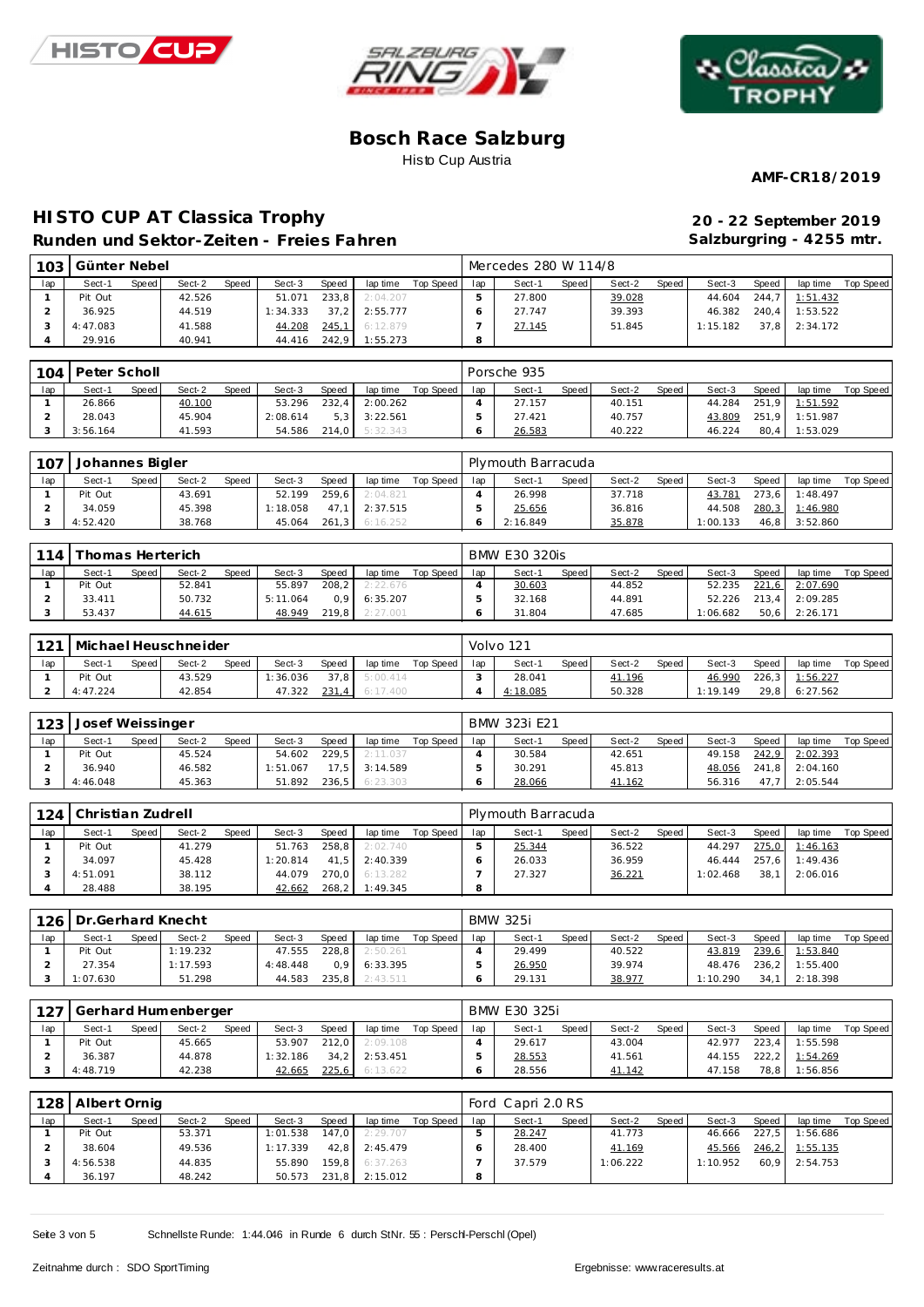# Bosch Race Salzburg

Histo Cup Austria

**AMF-CR18/2019**

## HISTO CUP AT Classica Trophy

**Runden und Sektor-Zeiten - Freies Fahren**

**20 - 22 September 2019**
**Salzburgring - 4255 mtr.**

| 103 | Günter Nebel | | | | | | | | | Mercedes 280 W 114/8 | | | | | | | | | |
|---|---|---|---|---|---|---|---|---|---|---|---|---|---|---|---|---|---|---|---|
| lap | Sect-1 | Speed | Sect-2 | Speed | Sect-3 | Speed | lap time | Top Speed | lap | Sect-1 | Speed | Sect-2 | Speed | Sect-3 | Speed | lap time | Top Speed |
| 1 | Pit Out | | 42.526 | | 51.071 | 233,8 | 2:04.207 | | 5 | 27.800 | | 39.028 | | 44.604 | 244,7 | 1:51.432 | |
| 2 | 36.925 | | 44.519 | | 1:34.333 | 37,2 | 2:55.777 | | 6 | 27.747 | | 39.393 | | 46.382 | 240,4 | 1:53.522 | |
| 3 | 4:47.083 | | 41.588 | | 44.208 | 245,1 | 6:12.879 | | 7 | 27.145 | | 51.845 | | 1:15.182 | 37,8 | 2:34.172 | |
| 4 | 29.916 | | 40.941 | | 44.416 | 242,9 | 1:55.273 | | 8 | | | | | | | | |

| 104 | Peter Scholl | | | | | | | | | Porsche 935 | | | | | | | | | |
|---|---|---|---|---|---|---|---|---|---|---|---|---|---|---|---|---|---|---|---|
| lap | Sect-1 | Speed | Sect-2 | Speed | Sect-3 | Speed | lap time | Top Speed | lap | Sect-1 | Speed | Sect-2 | Speed | Sect-3 | Speed | lap time | Top Speed |
| 1 | 26.866 | | 40.100 | | 53.296 | 232,4 | 2:00.262 | | 4 | 27.157 | | 40.151 | | 44.284 | 251,9 | 1:51.592 | |
| 2 | 28.043 | | 45.904 | | 2:08.614 | 5,3 | 3:22.561 | | 5 | 27.421 | | 40.757 | | 43.809 | 251,9 | 1:51.987 | |
| 3 | 3:56.164 | | 41.593 | | 54.586 | 214,0 | 5:32.343 | | 6 | 26.583 | | 40.222 | | 46.224 | 80,4 | 1:53.029 | |

| 107 | Johannes Bigler | | | | | | | | | Plymouth Barracuda | | | | | | | | | |
|---|---|---|---|---|---|---|---|---|---|---|---|---|---|---|---|---|---|---|---|
| lap | Sect-1 | Speed | Sect-2 | Speed | Sect-3 | Speed | lap time | Top Speed | lap | Sect-1 | Speed | Sect-2 | Speed | Sect-3 | Speed | lap time | Top Speed |
| 1 | Pit Out | | 43.691 | | 52.199 | 259,6 | 2:04.821 | | 4 | 26.998 | | 37.718 | | 43.781 | 273,6 | 1:48.497 | |
| 2 | 34.059 | | 45.398 | | 1:18.058 | 47,1 | 2:37.515 | | 5 | 25.656 | | 36.816 | | 44.508 | 280,3 | 1:46.980 | |
| 3 | 4:52.420 | | 38.768 | | 45.064 | 261,3 | 6:16.252 | | 6 | 2:16.849 | | 35.878 | | 1:00.133 | 46,8 | 3:52.860 | |

| 114 | Thomas Herterich | | | | | | | | | BMW E30 320is | | | | | | | | | |
|---|---|---|---|---|---|---|---|---|---|---|---|---|---|---|---|---|---|---|---|
| lap | Sect-1 | Speed | Sect-2 | Speed | Sect-3 | Speed | lap time | Top Speed | lap | Sect-1 | Speed | Sect-2 | Speed | Sect-3 | Speed | lap time | Top Speed |
| 1 | Pit Out | | 52.841 | | 55.897 | 208,2 | 2:22.676 | | 4 | 30.603 | | 44.852 | | 52.235 | 221,6 | 2:07.690 | |
| 2 | 33.411 | | 50.732 | | 5:11.064 | 0,9 | 6:35.207 | | 5 | 32.168 | | 44.891 | | 52.226 | 213,4 | 2:09.285 | |
| 3 | 53.437 | | 44.615 | | 48.949 | 219,8 | 2:27.001 | | 6 | 31.804 | | 47.685 | | 1:06.682 | 50,6 | 2:26.171 | |

| 121 | Michael Heuschneider | | | | | | | | | Volvo 121 | | | | | | | | | |
|---|---|---|---|---|---|---|---|---|---|---|---|---|---|---|---|---|---|---|---|
| lap | Sect-1 | Speed | Sect-2 | Speed | Sect-3 | Speed | lap time | Top Speed | lap | Sect-1 | Speed | Sect-2 | Speed | Sect-3 | Speed | lap time | Top Speed |
| 1 | Pit Out | | 43.529 | | 1:36.036 | 37,8 | 5:00.414 | | 3 | 28.041 | | 41.196 | | 46.990 | 226,3 | 1:56.227 | |
| 2 | 4:47.224 | | 42.854 | | 47.322 | 231,4 | 6:17.400 | | 4 | 4:18.085 | | 50.328 | | 1:19.149 | 29,8 | 6:27.562 | |

| 123 | Josef Weissinger | | | | | | | | | BMW 323i E21 | | | | | | | | | |
|---|---|---|---|---|---|---|---|---|---|---|---|---|---|---|---|---|---|---|---|
| lap | Sect-1 | Speed | Sect-2 | Speed | Sect-3 | Speed | lap time | Top Speed | lap | Sect-1 | Speed | Sect-2 | Speed | Sect-3 | Speed | lap time | Top Speed |
| 1 | Pit Out | | 45.524 | | 54.602 | 229,5 | 2:11.037 | | 4 | 30.584 | | 42.651 | | 49.158 | 242,9 | 2:02.393 | |
| 2 | 36.940 | | 46.582 | | 1:51.067 | 17,5 | 3:14.589 | | 5 | 30.291 | | 45.813 | | 48.056 | 241,8 | 2:04.160 | |
| 3 | 4:46.048 | | 45.363 | | 51.892 | 236,5 | 6:23.303 | | 6 | 28.066 | | 41.162 | | 56.316 | 47,7 | 2:05.544 | |

| 124 | Christian Zudrell | | | | | | | | | Plymouth Barracuda | | | | | | | | | |
|---|---|---|---|---|---|---|---|---|---|---|---|---|---|---|---|---|---|---|---|
| lap | Sect-1 | Speed | Sect-2 | Speed | Sect-3 | Speed | lap time | Top Speed | lap | Sect-1 | Speed | Sect-2 | Speed | Sect-3 | Speed | lap time | Top Speed |
| 1 | Pit Out | | 41.279 | | 51.763 | 258,8 | 2:02.740 | | 5 | 25.344 | | 36.522 | | 44.297 | 275,0 | 1:46.163 | |
| 2 | 34.097 | | 45.428 | | 1:20.814 | 41,5 | 2:40.339 | | 6 | 26.033 | | 36.959 | | 46.444 | 257,6 | 1:49.436 | |
| 3 | 4:51.091 | | 38.112 | | 44.079 | 270,0 | 6:13.282 | | 7 | 27.327 | | 36.221 | | 1:02.468 | 38,1 | 2:06.016 | |
| 4 | 28.488 | | 38.195 | | 42.662 | 268,2 | 1:49.345 | | 8 | | | | | | | | |

| 126 | Dr.Gerhard Knecht | | | | | | | | | BMW 325i | | | | | | | | | |
|---|---|---|---|---|---|---|---|---|---|---|---|---|---|---|---|---|---|---|---|
| lap | Sect-1 | Speed | Sect-2 | Speed | Sect-3 | Speed | lap time | Top Speed | lap | Sect-1 | Speed | Sect-2 | Speed | Sect-3 | Speed | lap time | Top Speed |
| 1 | Pit Out | | 1:19.232 | | 47.555 | 228,8 | 2:50.261 | | 4 | 29.499 | | 40.522 | | 43.819 | 239,6 | 1:53.840 | |
| 2 | 27.354 | | 1:17.593 | | 4:48.448 | 0,9 | 6:33.395 | | 5 | 26.950 | | 39.974 | | 48.476 | 236,2 | 1:55.400 | |
| 3 | 1:07.630 | | 51.298 | | 44.583 | 235,8 | 2:43.511 | | 6 | 29.131 | | 38.977 | | 1:10.290 | 34,1 | 2:18.398 | |

| 127 | Gerhard Humenberger | | | | | | | | | BMW E30 325i | | | | | | | | | |
|---|---|---|---|---|---|---|---|---|---|---|---|---|---|---|---|---|---|---|---|
| lap | Sect-1 | Speed | Sect-2 | Speed | Sect-3 | Speed | lap time | Top Speed | lap | Sect-1 | Speed | Sect-2 | Speed | Sect-3 | Speed | lap time | Top Speed |
| 1 | Pit Out | | 45.665 | | 53.907 | 212,0 | 2:09.108 | | 4 | 29.617 | | 43.004 | | 42.977 | 223,4 | 1:55.598 | |
| 2 | 36.387 | | 44.878 | | 1:32.186 | 34,2 | 2:53.451 | | 5 | 28.553 | | 41.561 | | 44.155 | 222,2 | 1:54.269 | |
| 3 | 4:48.719 | | 42.238 | | 42.665 | 225,6 | 6:13.622 | | 6 | 28.556 | | 41.142 | | 47.158 | 78,8 | 1:56.856 | |

| 128 | Albert Ornig | | | | | | | | | Ford Capri 2.0 RS | | | | | | | | | |
|---|---|---|---|---|---|---|---|---|---|---|---|---|---|---|---|---|---|---|---|
| lap | Sect-1 | Speed | Sect-2 | Speed | Sect-3 | Speed | lap time | Top Speed | lap | Sect-1 | Speed | Sect-2 | Speed | Sect-3 | Speed | lap time | Top Speed |
| 1 | Pit Out | | 53.371 | | 1:01.538 | 147,0 | 2:29.707 | | 5 | 28.247 | | 41.773 | | 46.666 | 227,5 | 1:56.686 | |
| 2 | 38.604 | | 49.536 | | 1:17.339 | 42,8 | 2:45.479 | | 6 | 28.400 | | 41.169 | | 45.566 | 246,2 | 1:55.135 | |
| 3 | 4:56.538 | | 44.835 | | 55.890 | 159,8 | 6:37.263 | | 7 | 37.579 | | 1:06.222 | | 1:10.952 | 60,9 | 2:54.753 | |
| 4 | 36.197 | | 48.242 | | 50.573 | 231,8 | 2:15.012 | | 8 | | | | | | | | |

Schnellste Runde: 1:44.046 in Runde 6 durch StNr. 55 : Perschl-Perschl (Opel)

Zeitnahme durch : SDO SportTiming

Ergebnisse: www.raceresults.at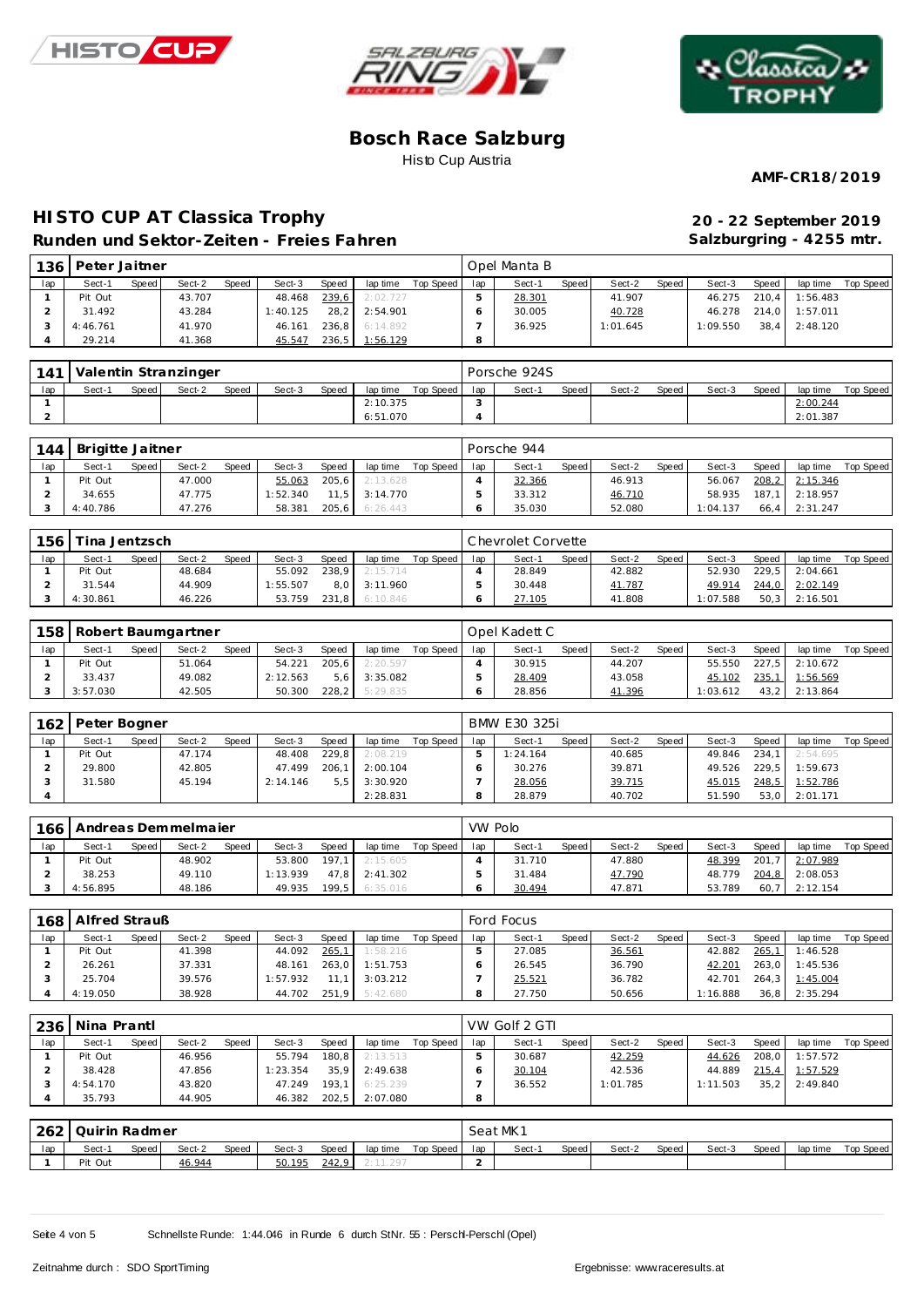# Bosch Race Salzburg

Histo Cup Austria

**AMF-CR18/2019**

## HISTO CUP AT Classica Trophy

### Runden und Sektor-Zeiten - Freies Fahren

**20 - 22 September 2019**
**Salzburgring - 4255 mtr.**

| 136 | Peter Jaitner | | | | | | | | Opel Manta B | | | | | | | | |
|---|---|---|---|---|---|---|---|---|---|---|---|---|---|---|---|---|---|
| lap | Sect-1 | Speed | Sect-2 | Speed | Sect-3 | Speed | lap time | Top Speed | lap | Sect-1 | Speed | Sect-2 | Speed | Sect-3 | Speed | lap time | Top Speed |
| 1 | Pit Out | | 43.707 | | 48.468 | 239,6 | 2:02.727 | | 5 | 28.301 | | 41.907 | | 46.275 | 210,4 | 1:56.483 | |
| 2 | 31.492 | | 43.284 | | 1:40.125 | 28,2 | 2:54.901 | | 6 | 30.005 | | 40.728 | | 46.278 | 214,0 | 1:57.011 | |
| 3 | 4:46.761 | | 41.970 | | 46.161 | 236,8 | 6:14.892 | | 7 | 36.925 | | 1:01.645 | | 1:09.550 | 38,4 | 2:48.120 | |
| 4 | 29.214 | | 41.368 | | 45.547 | 236,5 | 1:56.129 | | 8 | | | | | | | | |

| 141 | Valentin Stranzinger | | | | | | | | Porsche 924S | | | | | | | | |
|---|---|---|---|---|---|---|---|---|---|---|---|---|---|---|---|---|---|
| lap | Sect-1 | Speed | Sect-2 | Speed | Sect-3 | Speed | lap time | Top Speed | lap | Sect-1 | Speed | Sect-2 | Speed | Sect-3 | Speed | lap time | Top Speed |
| 1 | | | | | | | 2:10.375 | | 3 | | | | | | | 2:00.244 | |
| 2 | | | | | | | 6:51.070 | | 4 | | | | | | | 2:01.387 | |

| 144 | Brigitte Jaitner | | | | | | | | Porsche 944 | | | | | | | | |
|---|---|---|---|---|---|---|---|---|---|---|---|---|---|---|---|---|---|
| lap | Sect-1 | Speed | Sect-2 | Speed | Sect-3 | Speed | lap time | Top Speed | lap | Sect-1 | Speed | Sect-2 | Speed | Sect-3 | Speed | lap time | Top Speed |
| 1 | Pit Out | | 47.000 | | 55.063 | 205,6 | 2:13.628 | | 4 | 32.366 | | 46.913 | | 56.067 | 208,2 | 2:15.346 | |
| 2 | 34.655 | | 47.775 | | 1:52.340 | 11,5 | 3:14.770 | | 5 | 33.312 | | 46.710 | | 58.935 | 187,1 | 2:18.957 | |
| 3 | 4:40.786 | | 47.276 | | 58.381 | 205,6 | 6:26.443 | | 6 | 35.030 | | 52.080 | | 1:04.137 | 66,4 | 2:31.247 | |

| 156 | Tina Jentzsch | | | | | | | | Chevrolet Corvette | | | | | | | | |
|---|---|---|---|---|---|---|---|---|---|---|---|---|---|---|---|---|---|
| lap | Sect-1 | Speed | Sect-2 | Speed | Sect-3 | Speed | lap time | Top Speed | lap | Sect-1 | Speed | Sect-2 | Speed | Sect-3 | Speed | lap time | Top Speed |
| 1 | Pit Out | | 48.684 | | 55.092 | 238,9 | 2:15.714 | | 4 | 28.849 | | 42.882 | | 52.930 | 229,5 | 2:04.661 | |
| 2 | 31.544 | | 44.909 | | 1:55.507 | 8,0 | 3:11.960 | | 5 | 30.448 | | 41.787 | | 49.914 | 244,0 | 2:02.149 | |
| 3 | 4:30.861 | | 46.226 | | 53.759 | 231,8 | 6:10.846 | | 6 | 27.105 | | 41.808 | | 1:07.588 | 50,3 | 2:16.501 | |

| 158 | Robert Baumgartner | | | | | | | | Opel Kadett C | | | | | | | | |
|---|---|---|---|---|---|---|---|---|---|---|---|---|---|---|---|---|---|
| lap | Sect-1 | Speed | Sect-2 | Speed | Sect-3 | Speed | lap time | Top Speed | lap | Sect-1 | Speed | Sect-2 | Speed | Sect-3 | Speed | lap time | Top Speed |
| 1 | Pit Out | | 51.064 | | 54.221 | 205,6 | 2:20.597 | | 4 | 30.915 | | 44.207 | | 55.550 | 227,5 | 2:10.672 | |
| 2 | 33.437 | | 49.082 | | 2:12.563 | 5,6 | 3:35.082 | | 5 | 28.409 | | 43.058 | | 45.102 | 235,1 | 1:56.569 | |
| 3 | 3:57.030 | | 42.505 | | 50.300 | 228,2 | 5:29.835 | | 6 | 28.856 | | 41.396 | | 1:03.612 | 43,2 | 2:13.864 | |

| 162 | Peter Bogner | | | | | | | | BMW E30 325i | | | | | | | | |
|---|---|---|---|---|---|---|---|---|---|---|---|---|---|---|---|---|---|
| lap | Sect-1 | Speed | Sect-2 | Speed | Sect-3 | Speed | lap time | Top Speed | lap | Sect-1 | Speed | Sect-2 | Speed | Sect-3 | Speed | lap time | Top Speed |
| 1 | Pit Out | | 47.174 | | 48.408 | 229,8 | 2:08.219 | | 5 | 1:24.164 | | 40.685 | | 49.846 | 234,1 | 2:54.695 | |
| 2 | 29.800 | | 42.805 | | 47.499 | 206,1 | 2:00.104 | | 6 | 30.276 | | 39.871 | | 49.526 | 229,5 | 1:59.673 | |
| 3 | 31.580 | | 45.194 | | 2:14.146 | 5,5 | 3:30.920 | | 7 | 28.056 | | 39.715 | | 45.015 | 248,5 | 1:52.786 | |
| 4 | | | | | | | 2:28.831 | | 8 | 28.879 | | 40.702 | | 51.590 | 53,0 | 2:01.171 | |

| 166 | Andreas Demmelmaier | | | | | | | | VW Polo | | | | | | | | |
|---|---|---|---|---|---|---|---|---|---|---|---|---|---|---|---|---|---|
| lap | Sect-1 | Speed | Sect-2 | Speed | Sect-3 | Speed | lap time | Top Speed | lap | Sect-1 | Speed | Sect-2 | Speed | Sect-3 | Speed | lap time | Top Speed |
| 1 | Pit Out | | 48.902 | | 53.800 | 197,1 | 2:15.605 | | 4 | 31.710 | | 47.880 | | 48.399 | 201,7 | 2:07.989 | |
| 2 | 38.253 | | 49.110 | | 1:13.939 | 47,8 | 2:41.302 | | 5 | 31.484 | | 47.790 | | 48.779 | 204,8 | 2:08.053 | |
| 3 | 4:56.895 | | 48.186 | | 49.935 | 199,5 | 6:35.016 | | 6 | 30.494 | | 47.871 | | 53.789 | 60,7 | 2:12.154 | |

| 168 | Alfred Strauß | | | | | | | | Ford Focus | | | | | | | | |
|---|---|---|---|---|---|---|---|---|---|---|---|---|---|---|---|---|---|
| lap | Sect-1 | Speed | Sect-2 | Speed | Sect-3 | Speed | lap time | Top Speed | lap | Sect-1 | Speed | Sect-2 | Speed | Sect-3 | Speed | lap time | Top Speed |
| 1 | Pit Out | | 41.398 | | 44.092 | 265,1 | 1:58.216 | | 5 | 27.085 | | 36.561 | | 42.882 | 265,1 | 1:46.528 | |
| 2 | 26.261 | | 37.331 | | 48.161 | 263,0 | 1:51.753 | | 6 | 26.545 | | 36.790 | | 42.201 | 263,0 | 1:45.536 | |
| 3 | 25.704 | | 39.576 | | 1:57.932 | 11,1 | 3:03.212 | | 7 | 25.521 | | 36.782 | | 42.701 | 264,3 | 1:45.004 | |
| 4 | 4:19.050 | | 38.928 | | 44.702 | 251,9 | 5:42.680 | | 8 | 27.750 | | 50.656 | | 1:16.888 | 36,8 | 2:35.294 | |

| 236 | Nina Prantl | | | | | | | | VW Golf 2 GTI | | | | | | | | |
|---|---|---|---|---|---|---|---|---|---|---|---|---|---|---|---|---|---|
| lap | Sect-1 | Speed | Sect-2 | Speed | Sect-3 | Speed | lap time | Top Speed | lap | Sect-1 | Speed | Sect-2 | Speed | Sect-3 | Speed | lap time | Top Speed |
| 1 | Pit Out | | 46.956 | | 55.794 | 180,8 | 2:13.513 | | 5 | 30.687 | | 42.259 | | 44.626 | 208,0 | 1:57.572 | |
| 2 | 38.428 | | 47.856 | | 1:23.354 | 35,9 | 2:49.638 | | 6 | 30.104 | | 42.536 | | 44.889 | 215,4 | 1:57.529 | |
| 3 | 4:54.170 | | 43.820 | | 47.249 | 193,1 | 6:25.239 | | 7 | 36.552 | | 1:01.785 | | 1:11.503 | 35,2 | 2:49.840 | |
| 4 | 35.793 | | 44.905 | | 46.382 | 202,5 | 2:07.080 | | 8 | | | | | | | | |

| 262 | Quirin Radmer | | | | | | | | Seat MK1 | | | | | | | | |
|---|---|---|---|---|---|---|---|---|---|---|---|---|---|---|---|---|---|
| lap | Sect-1 | Speed | Sect-2 | Speed | Sect-3 | Speed | lap time | Top Speed | lap | Sect-1 | Speed | Sect-2 | Speed | Sect-3 | Speed | lap time | Top Speed |
| 1 | Pit Out | | 46.944 | | 50.195 | 242,9 | 2:11.297 | | 2 | | | | | | | | |

Schnellste Runde: 1:44.046 in Runde 6 durch StNr. 55 : Perschl-Perschl (Opel)

Zeitnahme durch : SDO SportTiming

Ergebnisse: www.raceresults.at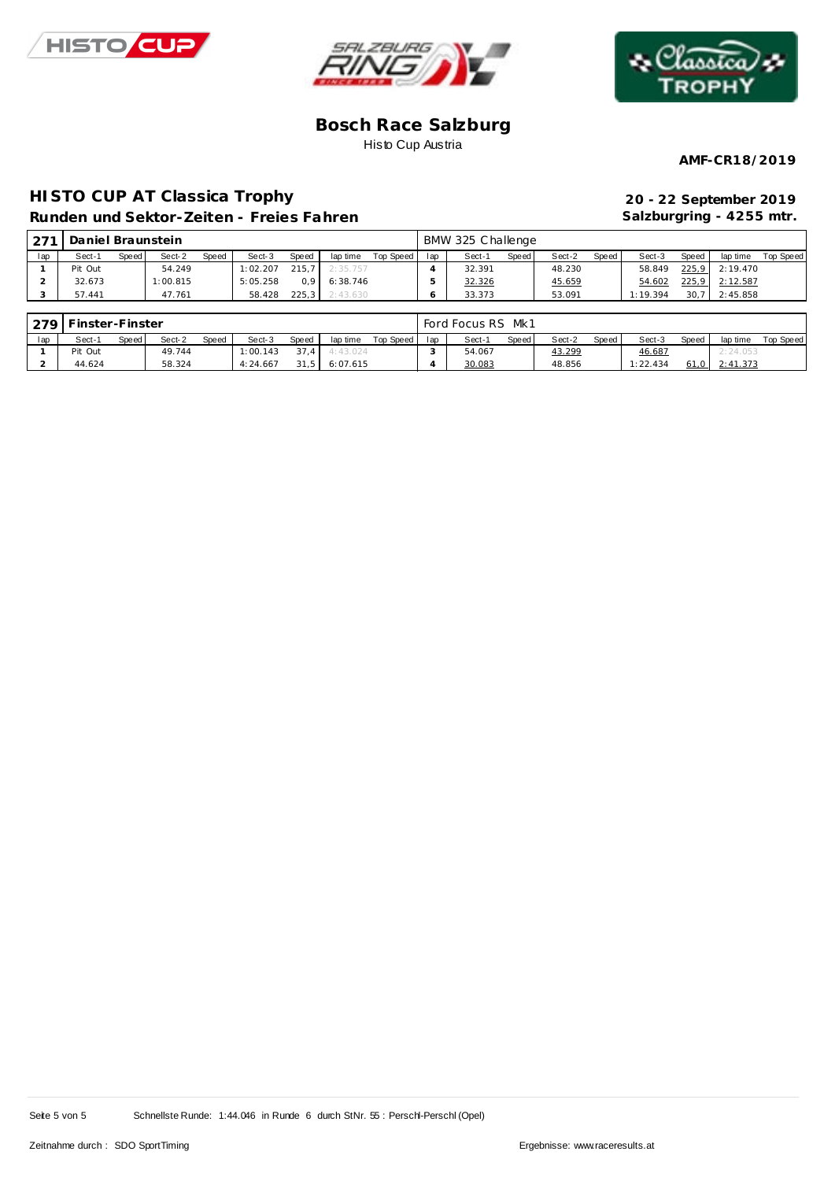# Bosch Race Salzburg

Histo Cup Austria

**AMF-CR18/2019**

## HISTO CUP AT Classica Trophy

**Runden und Sektor-Zeiten - Freies Fahren**

**20 - 22 September 2019**
**Salzburgring - 4255 mtr.**

| 271 | Daniel Braunstein | | | | | | | | BMW 325 Challenge | | | | | | | | |
|---|---|---|---|---|---|---|---|---|---|---|---|---|---|---|---|---|---|
| lap | Sect-1 | Speed | Sect-2 | Speed | Sect-3 | Speed | lap time | Top Speed | lap | Sect-1 | Speed | Sect-2 | Speed | Sect-3 | Speed | lap time | Top Speed |
| 1 | Pit Out | | 54.249 | | 1:02.207 | 215,7 | 2:35.757 | | 4 | 32.391 | | 48.230 | | 58.849 | 225,9 | 2:19.470 | |
| 2 | 32.673 | | 1:00.815 | | 5:05.258 | 0,9 | 6:38.746 | | 5 | 32.326 | | 45.659 | | 54.602 | 225,9 | 2:12.587 | |
| 3 | 57.441 | | 47.761 | | 58.428 | 225,3 | 2:43.630 | | 6 | 33.373 | | 53.091 | | 1:19.394 | 30,7 | 2:45.858 | |

| 279 | Finster-Finster | | | | | | | | Ford Focus RS Mk1 | | | | | | | | |
|---|---|---|---|---|---|---|---|---|---|---|---|---|---|---|---|---|---|
| lap | Sect-1 | Speed | Sect-2 | Speed | Sect-3 | Speed | lap time | Top Speed | lap | Sect-1 | Speed | Sect-2 | Speed | Sect-3 | Speed | lap time | Top Speed |
| 1 | Pit Out | | 49.744 | | 1:00.143 | 37,4 | 4:43.024 | | 3 | 54.067 | | 43.299 | | 46.687 | | 2:24.053 | |
| 2 | 44.624 | | 58.324 | | 4:24.667 | 31,5 | 6:07.615 | | 4 | 30.083 | | 48.856 | | 1:22.434 | 61,0 | 2:41.373 | |

Schnellste Runde: 1:44.046 in Runde 6 durch StNr. 55 : Perschl-Perschl (Opel)

Zeitnahme durch : SDO SportTiming

Ergebnisse: www.raceresults.at